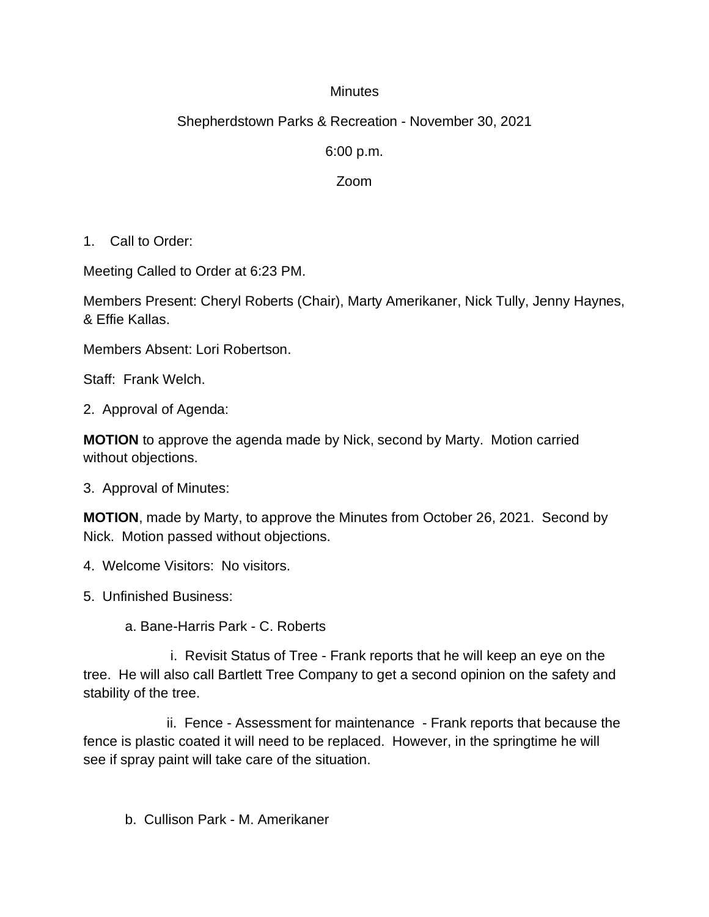Minutes

Shepherdstown Parks & Recreation - November 30, 2021

6:00 p.m.

Zoom

1. Call to Order:

Meeting Called to Order at 6:23 PM.

Members Present: Cheryl Roberts (Chair), Marty Amerikaner, Nick Tully, Jenny Haynes, & Effie Kallas.

Members Absent: Lori Robertson.

Staff: Frank Welch.

2. Approval of Agenda:

**MOTION** to approve the agenda made by Nick, second by Marty. Motion carried without objections.

3. Approval of Minutes:

**MOTION**, made by Marty, to approve the Minutes from October 26, 2021. Second by Nick. Motion passed without objections.

4. Welcome Visitors: No visitors.

5. Unfinished Business:

a. Bane-Harris Park - C. Roberts

i. Revisit Status of Tree - Frank reports that he will keep an eye on the tree. He will also call Bartlett Tree Company to get a second opinion on the safety and stability of the tree.

ii. Fence - Assessment for maintenance - Frank reports that because the fence is plastic coated it will need to be replaced. However, in the springtime he will see if spray paint will take care of the situation.

b. Cullison Park - M. Amerikaner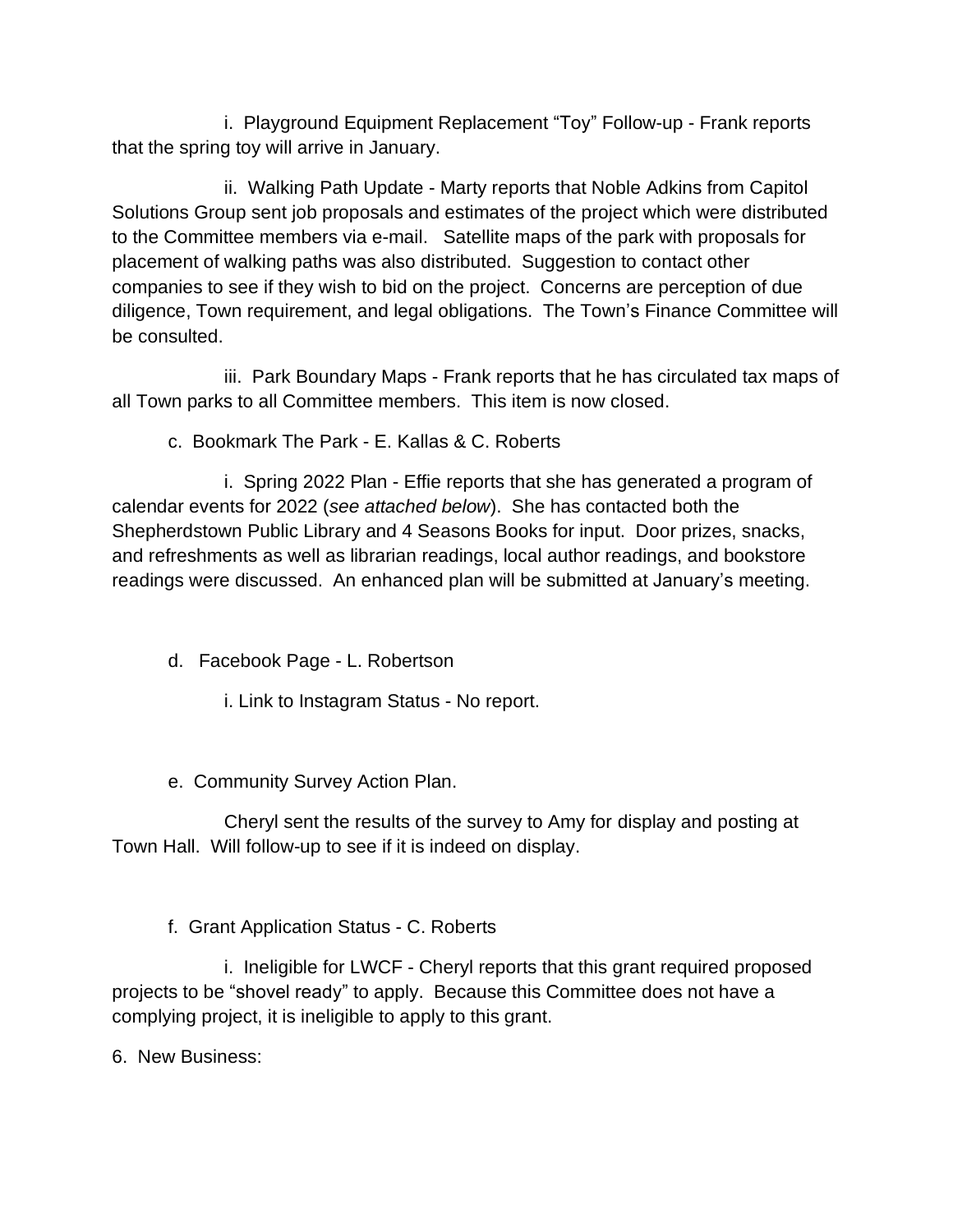i. Playground Equipment Replacement "Toy" Follow-up - Frank reports that the spring toy will arrive in January.

ii. Walking Path Update - Marty reports that Noble Adkins from Capitol Solutions Group sent job proposals and estimates of the project which were distributed to the Committee members via e-mail. Satellite maps of the park with proposals for placement of walking paths was also distributed. Suggestion to contact other companies to see if they wish to bid on the project. Concerns are perception of due diligence, Town requirement, and legal obligations. The Town's Finance Committee will be consulted.

iii. Park Boundary Maps - Frank reports that he has circulated tax maps of all Town parks to all Committee members. This item is now closed.

c. Bookmark The Park - E. Kallas & C. Roberts

i. Spring 2022 Plan - Effie reports that she has generated a program of calendar events for 2022 (*see attached below*). She has contacted both the Shepherdstown Public Library and 4 Seasons Books for input. Door prizes, snacks, and refreshments as well as librarian readings, local author readings, and bookstore readings were discussed. An enhanced plan will be submitted at January's meeting.

d. Facebook Page - L. Robertson

i. Link to Instagram Status - No report.

e. Community Survey Action Plan.

Cheryl sent the results of the survey to Amy for display and posting at Town Hall. Will follow-up to see if it is indeed on display.

f. Grant Application Status - C. Roberts

i. Ineligible for LWCF - Cheryl reports that this grant required proposed projects to be "shovel ready" to apply. Because this Committee does not have a complying project, it is ineligible to apply to this grant.

6. New Business: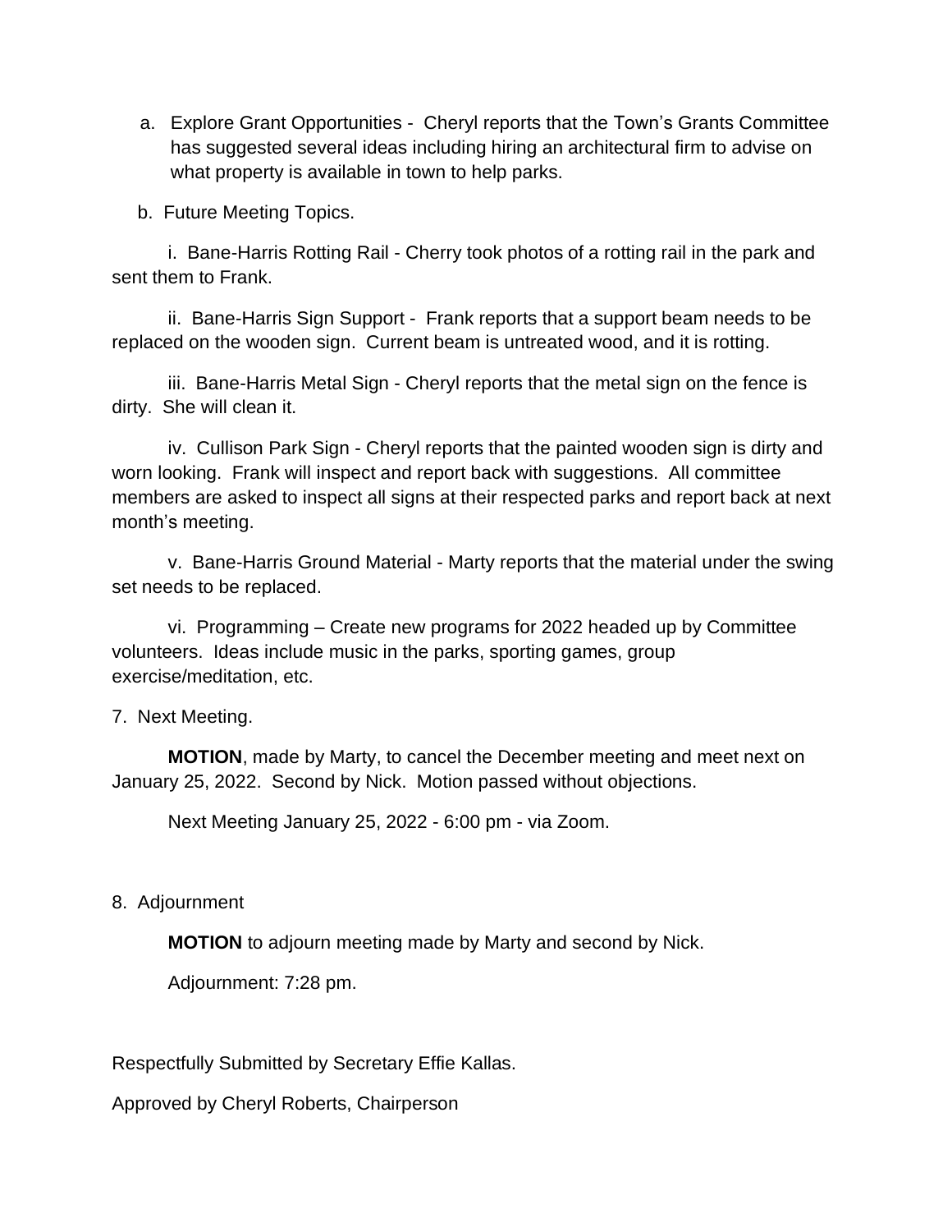a. Explore Grant Opportunities - Cheryl reports that the Town's Grants Committee has suggested several ideas including hiring an architectural firm to advise on what property is available in town to help parks.

b. Future Meeting Topics.

i. Bane-Harris Rotting Rail - Cherry took photos of a rotting rail in the park and sent them to Frank.

ii. Bane-Harris Sign Support - Frank reports that a support beam needs to be replaced on the wooden sign. Current beam is untreated wood, and it is rotting.

iii. Bane-Harris Metal Sign - Cheryl reports that the metal sign on the fence is dirty. She will clean it.

iv. Cullison Park Sign - Cheryl reports that the painted wooden sign is dirty and worn looking. Frank will inspect and report back with suggestions. All committee members are asked to inspect all signs at their respected parks and report back at next month's meeting.

v. Bane-Harris Ground Material - Marty reports that the material under the swing set needs to be replaced.

vi. Programming – Create new programs for 2022 headed up by Committee volunteers. Ideas include music in the parks, sporting games, group exercise/meditation, etc.

7. Next Meeting.

**MOTION**, made by Marty, to cancel the December meeting and meet next on January 25, 2022. Second by Nick. Motion passed without objections.

Next Meeting January 25, 2022 - 6:00 pm - via Zoom.

8. Adjournment

**MOTION** to adjourn meeting made by Marty and second by Nick.

Adjournment: 7:28 pm.

Respectfully Submitted by Secretary Effie Kallas.

Approved by Cheryl Roberts, Chairperson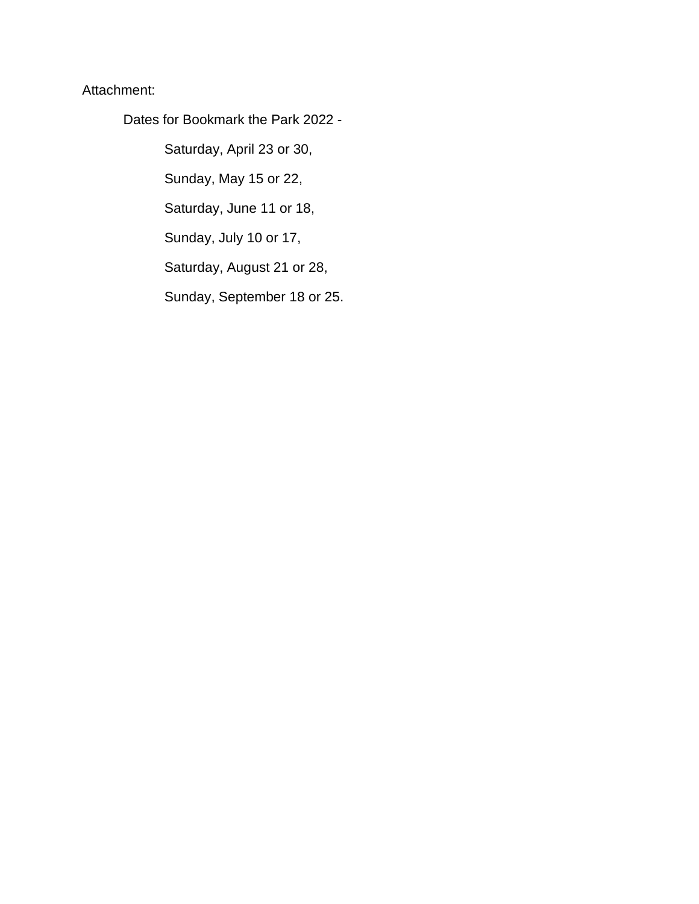Attachment:

Dates for Bookmark the Park 2022 -

- Saturday, April 23 or 30,
- Sunday, May 15 or 22,
- Saturday, June 11 or 18,
- Sunday, July 10 or 17,
- Saturday, August 21 or 28,
- Sunday, September 18 or 25.